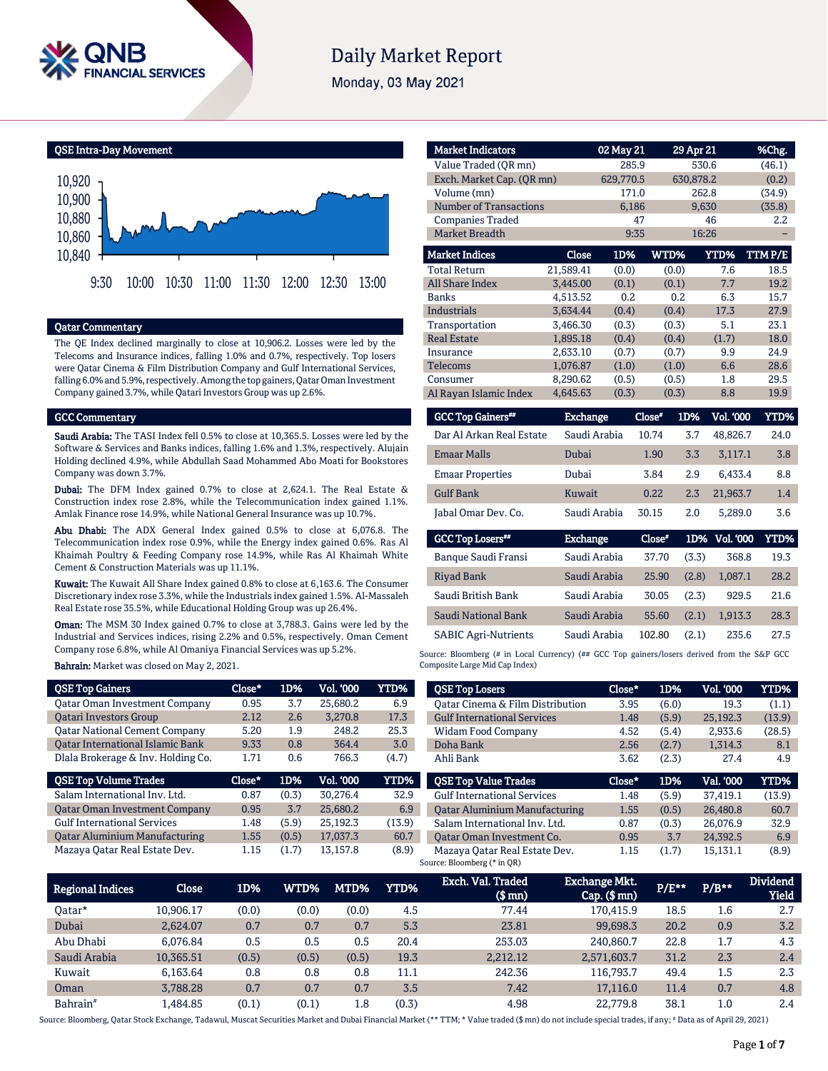# Daily Market Report

Monday, 03 May 2021

## QSE Intra-Day Movement

## Qatar Commentary

The QE Index declined marginally to close at 10,906.2. Losses were led by the Telecoms and Insurance indices, falling 1.0% and 0.7%, respectively. Top losers were Qatar Cinema & Film Distribution Company and Gulf International Services, falling 6.0% and 5.9%, respectively. Among the top gainers, Qatar Oman Investment Company gained 3.7%, while Qatari Investors Group was up 2.6%.

## GCC Commentary

**Saudi Arabia:** The TASI Index fell 0.5% to close at 10,365.5. Losses were led by the Software & Services and Banks indices, falling 1.6% and 1.3%, respectively. Alujain Holding declined 4.9%, while Abdullah Saad Mohammed Abo Moati for Bookstores Company was down 3.7%.

**Dubai:** The DFM Index gained 0.7% to close at 2,624.1. The Real Estate & Construction index rose 2.8%, while the Telecommunication index gained 1.1%. Amlak Finance rose 14.9%, while National General Insurance was up 10.7%.

**Abu Dhabi:** The ADX General Index gained 0.5% to close at 6,076.8. The Telecommunication index rose 0.9%, while the Energy index gained 0.6%. Ras Al Khaimah Poultry & Feeding Company rose 14.9%, while Ras Al Khaimah White Cement & Construction Materials was up 11.1%.

**Kuwait:** The Kuwait All Share Index gained 0.8% to close at 6,163.6. The Consumer Discretionary index rose 3.3%, while the Industrials index gained 1.5%. Al-Massaleh Real Estate rose 35.5%, while Educational Holding Group was up 26.4%.

**Oman:** The MSM 30 Index gained 0.7% to close at 3,788.3. Gains were led by the Industrial and Services indices, rising 2.2% and 0.5%, respectively. Oman Cement Company rose 6.8%, while Al Omaniya Financial Services was up 5.2%.

**Bahrain:** Market was closed on May 2, 2021.

| Market Indicators | 02 May 21 | 29 Apr 21 | %Chg. |
|---|---|---|---|
| Value Traded (QR mn) | 285.9 | 530.6 | (46.1) |
| Exch. Market Cap. (QR mn) | 629,770.5 | 630,878.2 | (0.2) |
| Volume (mn) | 171.0 | 262.8 | (34.9) |
| Number of Transactions | 6,186 | 9,630 | (35.8) |
| Companies Traded | 47 | 46 | 2.2 |
| Market Breadth | 9:35 | 16:26 | – |

| Market Indices | Close | 1D% | WTD% | YTD% | TTM P/E |
|---|---|---|---|---|---|
| Total Return | 21,589.41 | (0.0) | (0.0) | 7.6 | 18.5 |
| All Share Index | 3,445.00 | (0.1) | (0.1) | 7.7 | 19.2 |
| Banks | 4,513.52 | 0.2 | 0.2 | 6.3 | 15.7 |
| Industrials | 3,634.44 | (0.4) | (0.4) | 17.3 | 27.9 |
| Transportation | 3,466.30 | (0.3) | (0.3) | 5.1 | 23.1 |
| Real Estate | 1,895.18 | (0.4) | (0.4) | (1.7) | 18.0 |
| Insurance | 2,633.10 | (0.7) | (0.7) | 9.9 | 24.9 |
| Telecoms | 1,076.87 | (1.0) | (1.0) | 6.6 | 28.6 |
| Consumer | 8,290.62 | (0.5) | (0.5) | 1.8 | 29.5 |
| Al Rayan Islamic Index | 4,645.63 | (0.3) | (0.3) | 8.8 | 19.9 |

| GCC Top Gainers## | Exchange | Close# | 1D% | Vol. '000 | YTD% |
|---|---|---|---|---|---|
| Dar Al Arkan Real Estate | Saudi Arabia | 10.74 | 3.7 | 48,826.7 | 24.0 |
| Emaar Malls | Dubai | 1.90 | 3.3 | 3,117.1 | 3.8 |
| Emaar Properties | Dubai | 3.84 | 2.9 | 6,433.4 | 8.8 |
| Gulf Bank | Kuwait | 0.22 | 2.3 | 21,963.7 | 1.4 |
| Jabal Omar Dev. Co. | Saudi Arabia | 30.15 | 2.0 | 5,289.0 | 3.6 |

| GCC Top Losers## | Exchange | Close# | 1D% | Vol. '000 | YTD% |
|---|---|---|---|---|---|
| Banque Saudi Fransi | Saudi Arabia | 37.70 | (3.3) | 368.8 | 19.3 |
| Riyad Bank | Saudi Arabia | 25.90 | (2.8) | 1,087.1 | 28.2 |
| Saudi British Bank | Saudi Arabia | 30.05 | (2.3) | 929.5 | 21.6 |
| Saudi National Bank | Saudi Arabia | 55.60 | (2.1) | 1,913.3 | 28.3 |
| SABIC Agri-Nutrients | Saudi Arabia | 102.80 | (2.1) | 235.6 | 27.5 |

Source: Bloomberg (# in Local Currency) (## GCC Top gainers/losers derived from the S&P GCC Composite Large Mid Cap Index)

| QSE Top Gainers | Close* | 1D% | Vol. '000 | YTD% |
|---|---|---|---|---|
| Qatar Oman Investment Company | 0.95 | 3.7 | 25,680.2 | 6.9 |
| Qatari Investors Group | 2.12 | 2.6 | 3,270.8 | 17.3 |
| Qatar National Cement Company | 5.20 | 1.9 | 248.2 | 25.3 |
| Qatar International Islamic Bank | 9.33 | 0.8 | 364.4 | 3.0 |
| Dlala Brokerage & Inv. Holding Co. | 1.71 | 0.6 | 766.3 | (4.7) |

| QSE Top Volume Trades | Close* | 1D% | Vol. '000 | YTD% |
|---|---|---|---|---|
| Salam International Inv. Ltd. | 0.87 | (0.3) | 30,276.4 | 32.9 |
| Qatar Oman Investment Company | 0.95 | 3.7 | 25,680.2 | 6.9 |
| Gulf International Services | 1.48 | (5.9) | 25,192.3 | (13.9) |
| Qatar Aluminium Manufacturing | 1.55 | (0.5) | 17,037.3 | 60.7 |
| Mazaya Qatar Real Estate Dev. | 1.15 | (1.7) | 13,157.8 | (8.9) |

| QSE Top Losers | Close* | 1D% | Vol. '000 | YTD% |
|---|---|---|---|---|
| Qatar Cinema & Film Distribution | 3.95 | (6.0) | 19.3 | (1.1) |
| Gulf International Services | 1.48 | (5.9) | 25,192.3 | (13.9) |
| Widam Food Company | 4.52 | (5.4) | 2,933.6 | (28.5) |
| Doha Bank | 2.56 | (2.7) | 1,314.3 | 8.1 |
| Ahli Bank | 3.62 | (2.3) | 27.4 | 4.9 |

| QSE Top Value Trades | Close* | 1D% | Val. '000 | YTD% |
|---|---|---|---|---|
| Gulf International Services | 1.48 | (5.9) | 37,419.1 | (13.9) |
| Qatar Aluminium Manufacturing | 1.55 | (0.5) | 26,480.8 | 60.7 |
| Salam International Inv. Ltd. | 0.87 | (0.3) | 26,076.9 | 32.9 |
| Qatar Oman Investment Co. | 0.95 | 3.7 | 24,392.5 | 6.9 |
| Mazaya Qatar Real Estate Dev. | 1.15 | (1.7) | 15,131.1 | (8.9) |

Source: Bloomberg (* in QR)

| Regional Indices | Close | 1D% | WTD% | MTD% | YTD% | Exch. Val. Traded ($ mn) | Exchange Mkt. Cap. ($ mn) | P/E** | P/B** | Dividend Yield |
|---|---|---|---|---|---|---|---|---|---|---|
| Qatar* | 10,906.17 | (0.0) | (0.0) | (0.0) | 4.5 | 77.44 | 170,415.9 | 18.5 | 1.6 | 2.7 |
| Dubai | 2,624.07 | 0.7 | 0.7 | 0.7 | 5.3 | 23.81 | 99,698.3 | 20.2 | 0.9 | 3.2 |
| Abu Dhabi | 6,076.84 | 0.5 | 0.5 | 0.5 | 20.4 | 253.03 | 240,860.7 | 22.8 | 1.7 | 4.3 |
| Saudi Arabia | 10,365.51 | (0.5) | (0.5) | (0.5) | 19.3 | 2,212.12 | 2,571,603.7 | 31.2 | 2.3 | 2.4 |
| Kuwait | 6,163.64 | 0.8 | 0.8 | 0.8 | 11.1 | 242.36 | 116,793.7 | 49.4 | 1.5 | 2.3 |
| Oman | 3,788.28 | 0.7 | 0.7 | 0.7 | 3.5 | 7.42 | 17,116.0 | 11.4 | 0.7 | 4.8 |
| Bahrain# | 1,484.85 | (0.1) | (0.1) | 1.8 | (0.3) | 4.98 | 22,779.8 | 38.1 | 1.0 | 2.4 |

Source: Bloomberg, Qatar Stock Exchange, Tadawul, Muscat Securities Market and Dubai Financial Market (** TTM; * Value traded ($ mn) do not include special trades, if any; # Data as of April 29, 2021)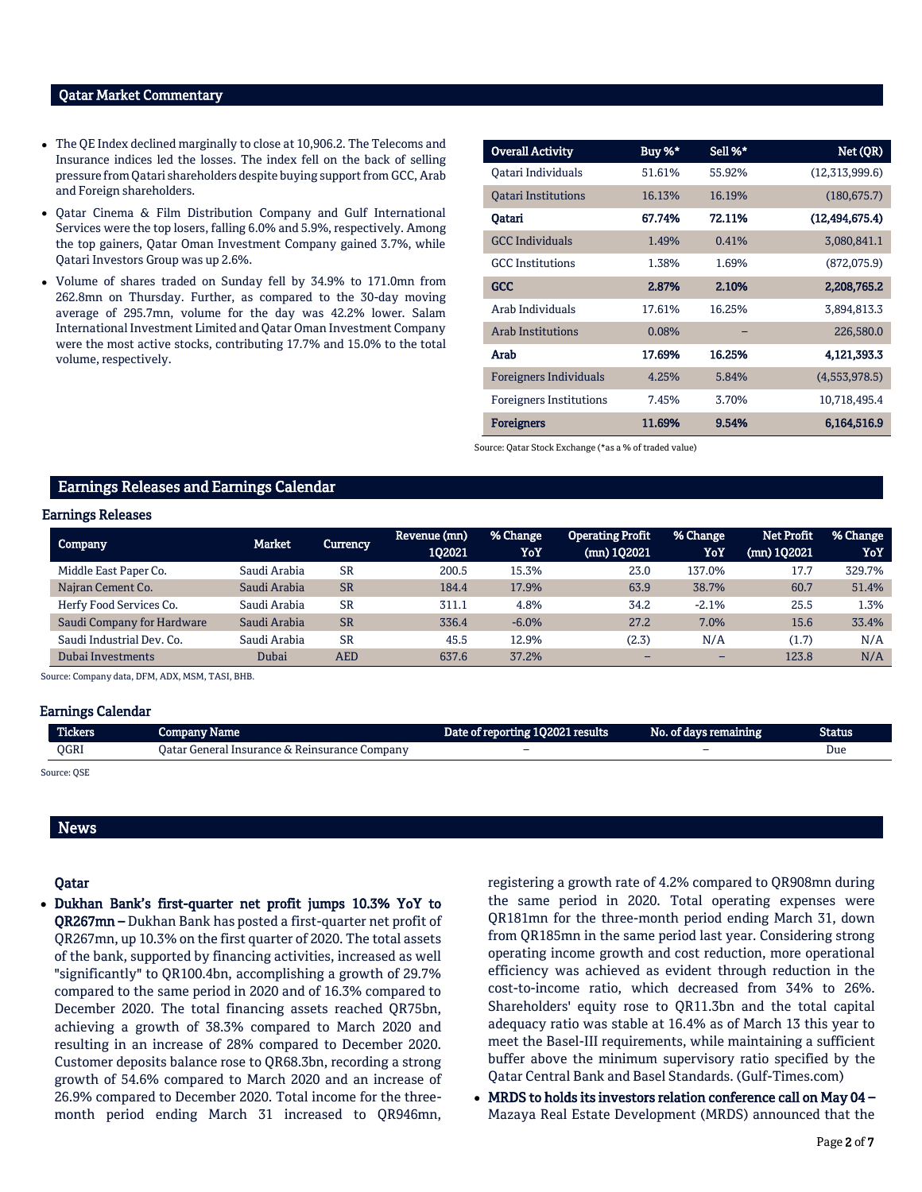## Qatar Market Commentary

- The QE Index declined marginally to close at 10,906.2. The Telecoms and Insurance indices led the losses. The index fell on the back of selling pressure from Qatari shareholders despite buying support from GCC, Arab and Foreign shareholders.
- Qatar Cinema & Film Distribution Company and Gulf International Services were the top losers, falling 6.0% and 5.9%, respectively. Among the top gainers, Qatar Oman Investment Company gained 3.7%, while Qatari Investors Group was up 2.6%.
- Volume of shares traded on Sunday fell by 34.9% to 171.0mn from 262.8mn on Thursday. Further, as compared to the 30-day moving average of 295.7mn, volume for the day was 42.2% lower. Salam International Investment Limited and Qatar Oman Investment Company were the most active stocks, contributing 17.7% and 15.0% to the total volume, respectively.

| Overall Activity | Buy %* | Sell %* | Net (QR) |
|---|---|---|---|
| Qatari Individuals | 51.61% | 55.92% | (12,313,999.6) |
| Qatari Institutions | 16.13% | 16.19% | (180,675.7) |
| **Qatari** | **67.74%** | **72.11%** | **(12,494,675.4)** |
| GCC Individuals | 1.49% | 0.41% | 3,080,841.1 |
| GCC Institutions | 1.38% | 1.69% | (872,075.9) |
| **GCC** | **2.87%** | **2.10%** | **2,208,765.2** |
| Arab Individuals | 17.61% | 16.25% | 3,894,813.3 |
| Arab Institutions | 0.08% | – | 226,580.0 |
| **Arab** | **17.69%** | **16.25%** | **4,121,393.3** |
| Foreigners Individuals | 4.25% | 5.84% | (4,553,978.5) |
| Foreigners Institutions | 7.45% | 3.70% | 10,718,495.4 |
| **Foreigners** | **11.69%** | **9.54%** | **6,164,516.9** |

Source: Qatar Stock Exchange (*as a % of traded value)

## Earnings Releases and Earnings Calendar

### Earnings Releases

| Company | Market | Currency | Revenue (mn) 1Q2021 | % Change YoY | Operating Profit (mn) 1Q2021 | % Change YoY | Net Profit (mn) 1Q2021 | % Change YoY |
|---|---|---|---|---|---|---|---|---|
| Middle East Paper Co. | Saudi Arabia | SR | 200.5 | 15.3% | 23.0 | 137.0% | 17.7 | 329.7% |
| Najran Cement Co. | Saudi Arabia | SR | 184.4 | 17.9% | 63.9 | 38.7% | 60.7 | 51.4% |
| Herfy Food Services Co. | Saudi Arabia | SR | 311.1 | 4.8% | 34.2 | -2.1% | 25.5 | 1.3% |
| Saudi Company for Hardware | Saudi Arabia | SR | 336.4 | -6.0% | 27.2 | 7.0% | 15.6 | 33.4% |
| Saudi Industrial Dev. Co. | Saudi Arabia | SR | 45.5 | 12.9% | (2.3) | N/A | (1.7) | N/A |
| Dubai Investments | Dubai | AED | 637.6 | 37.2% | – | – | 123.8 | N/A |

Source: Company data, DFM, ADX, MSM, TASI, BHB.

### Earnings Calendar

| Tickers | Company Name | Date of reporting 1Q2021 results | No. of days remaining | Status |
|---|---|---|---|---|
| QGRI | Qatar General Insurance & Reinsurance Company | – | – | Due |

Source: QSE

## News

### Qatar

- **Dukhan Bank's first-quarter net profit jumps 10.3% YoY to QR267mn –** Dukhan Bank has posted a first-quarter net profit of QR267mn, up 10.3% on the first quarter of 2020. The total assets of the bank, supported by financing activities, increased as well "significantly" to QR100.4bn, accomplishing a growth of 29.7% compared to the same period in 2020 and of 16.3% compared to December 2020. The total financing assets reached QR75bn, achieving a growth of 38.3% compared to March 2020 and resulting in an increase of 28% compared to December 2020. Customer deposits balance rose to QR68.3bn, recording a strong growth of 54.6% compared to March 2020 and an increase of 26.9% compared to December 2020. Total income for the three-month period ending March 31 increased to QR946mn, registering a growth rate of 4.2% compared to QR908mn during the same period in 2020. Total operating expenses were QR181mn for the three-month period ending March 31, down from QR185mn in the same period last year. Considering strong operating income growth and cost reduction, more operational efficiency was achieved as evident through reduction in the cost-to-income ratio, which decreased from 34% to 26%. Shareholders' equity rose to QR11.3bn and the total capital adequacy ratio was stable at 16.4% as of March 13 this year to meet the Basel-III requirements, while maintaining a sufficient buffer above the minimum supervisory ratio specified by the Qatar Central Bank and Basel Standards. (Gulf-Times.com)
- **MRDS to holds its investors relation conference call on May 04 –** Mazaya Real Estate Development (MRDS) announced that the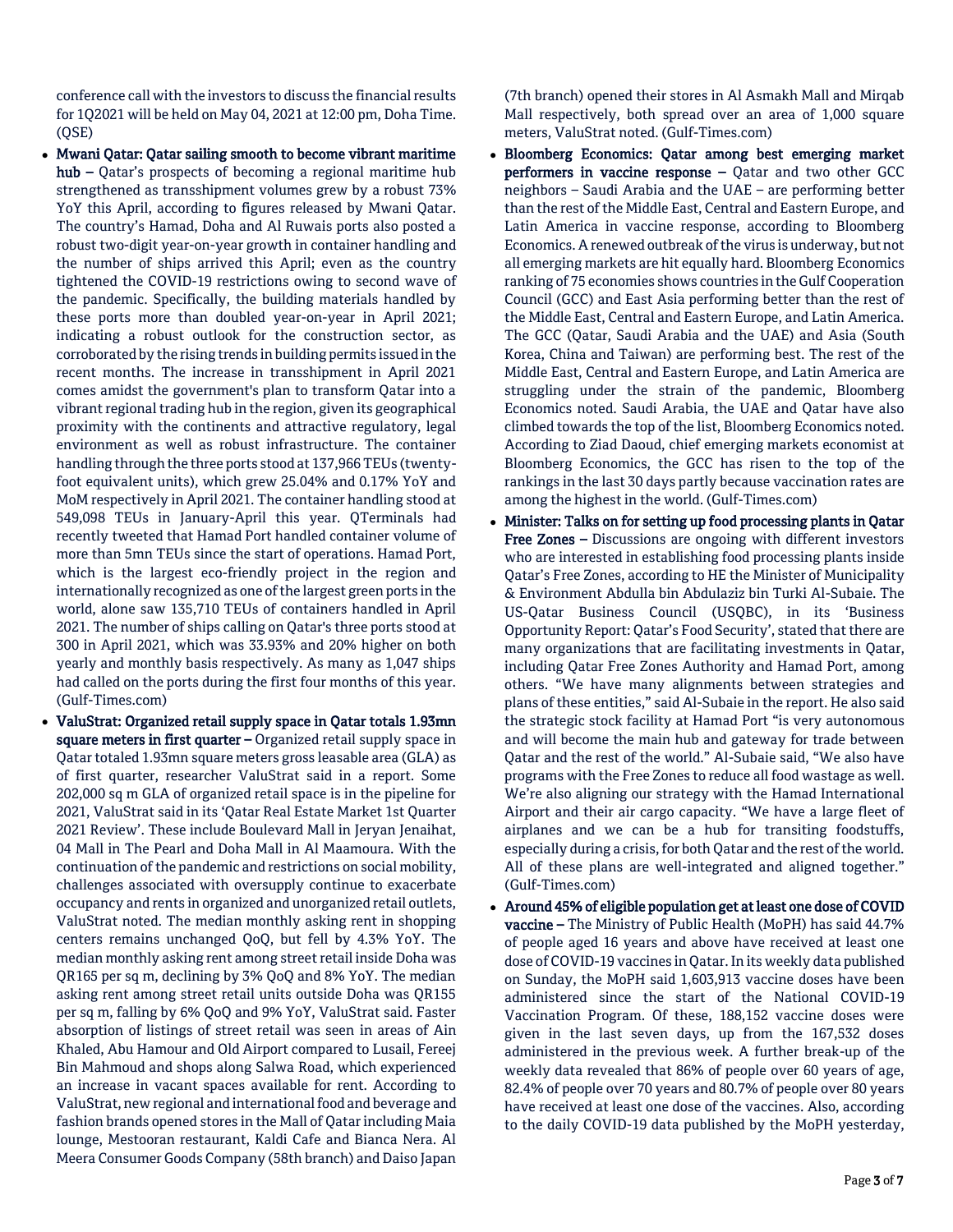conference call with the investors to discuss the financial results for 1Q2021 will be held on May 04, 2021 at 12:00 pm, Doha Time. (QSE)

- **Mwani Qatar: Qatar sailing smooth to become vibrant maritime hub –** Qatar's prospects of becoming a regional maritime hub strengthened as transshipment volumes grew by a robust 73% YoY this April, according to figures released by Mwani Qatar. The country's Hamad, Doha and Al Ruwais ports also posted a robust two-digit year-on-year growth in container handling and the number of ships arrived this April; even as the country tightened the COVID-19 restrictions owing to second wave of the pandemic. Specifically, the building materials handled by these ports more than doubled year-on-year in April 2021; indicating a robust outlook for the construction sector, as corroborated by the rising trends in building permits issued in the recent months. The increase in transshipment in April 2021 comes amidst the government's plan to transform Qatar into a vibrant regional trading hub in the region, given its geographical proximity with the continents and attractive regulatory, legal environment as well as robust infrastructure. The container handling through the three ports stood at 137,966 TEUs (twenty-foot equivalent units), which grew 25.04% and 0.17% YoY and MoM respectively in April 2021. The container handling stood at 549,098 TEUs in January-April this year. QTerminals had recently tweeted that Hamad Port handled container volume of more than 5mn TEUs since the start of operations. Hamad Port, which is the largest eco-friendly project in the region and internationally recognized as one of the largest green ports in the world, alone saw 135,710 TEUs of containers handled in April 2021. The number of ships calling on Qatar's three ports stood at 300 in April 2021, which was 33.93% and 20% higher on both yearly and monthly basis respectively. As many as 1,047 ships had called on the ports during the first four months of this year. (Gulf-Times.com)
- **ValuStrat: Organized retail supply space in Qatar totals 1.93mn square meters in first quarter –** Organized retail supply space in Qatar totaled 1.93mn square meters gross leasable area (GLA) as of first quarter, researcher ValuStrat said in a report. Some 202,000 sq m GLA of organized retail space is in the pipeline for 2021, ValuStrat said in its 'Qatar Real Estate Market 1st Quarter 2021 Review'. These include Boulevard Mall in Jeryan Jenaihat, 04 Mall in The Pearl and Doha Mall in Al Maamoura. With the continuation of the pandemic and restrictions on social mobility, challenges associated with oversupply continue to exacerbate occupancy and rents in organized and unorganized retail outlets, ValuStrat noted. The median monthly asking rent in shopping centers remains unchanged QoQ, but fell by 4.3% YoY. The median monthly asking rent among street retail inside Doha was QR165 per sq m, declining by 3% QoQ and 8% YoY. The median asking rent among street retail units outside Doha was QR155 per sq m, falling by 6% QoQ and 9% YoY, ValuStrat said. Faster absorption of listings of street retail was seen in areas of Ain Khaled, Abu Hamour and Old Airport compared to Lusail, Fereej Bin Mahmoud and shops along Salwa Road, which experienced an increase in vacant spaces available for rent. According to ValuStrat, new regional and international food and beverage and fashion brands opened stores in the Mall of Qatar including Maia lounge, Mestooran restaurant, Kaldi Cafe and Bianca Nera. Al Meera Consumer Goods Company (58th branch) and Daiso Japan (7th branch) opened their stores in Al Asmakh Mall and Mirqab Mall respectively, both spread over an area of 1,000 square meters, ValuStrat noted. (Gulf-Times.com)
- **Bloomberg Economics: Qatar among best emerging market performers in vaccine response –** Qatar and two other GCC neighbors – Saudi Arabia and the UAE – are performing better than the rest of the Middle East, Central and Eastern Europe, and Latin America in vaccine response, according to Bloomberg Economics. A renewed outbreak of the virus is underway, but not all emerging markets are hit equally hard. Bloomberg Economics ranking of 75 economies shows countries in the Gulf Cooperation Council (GCC) and East Asia performing better than the rest of the Middle East, Central and Eastern Europe, and Latin America. The GCC (Qatar, Saudi Arabia and the UAE) and Asia (South Korea, China and Taiwan) are performing best. The rest of the Middle East, Central and Eastern Europe, and Latin America are struggling under the strain of the pandemic, Bloomberg Economics noted. Saudi Arabia, the UAE and Qatar have also climbed towards the top of the list, Bloomberg Economics noted. According to Ziad Daoud, chief emerging markets economist at Bloomberg Economics, the GCC has risen to the top of the rankings in the last 30 days partly because vaccination rates are among the highest in the world. (Gulf-Times.com)
- **Minister: Talks on for setting up food processing plants in Qatar Free Zones –** Discussions are ongoing with different investors who are interested in establishing food processing plants inside Qatar's Free Zones, according to HE the Minister of Municipality & Environment Abdulla bin Abdulaziz bin Turki Al-Subaie. The US-Qatar Business Council (USQBC), in its 'Business Opportunity Report: Qatar's Food Security', stated that there are many organizations that are facilitating investments in Qatar, including Qatar Free Zones Authority and Hamad Port, among others. "We have many alignments between strategies and plans of these entities," said Al-Subaie in the report. He also said the strategic stock facility at Hamad Port "is very autonomous and will become the main hub and gateway for trade between Qatar and the rest of the world." Al-Subaie said, "We also have programs with the Free Zones to reduce all food wastage as well. We're also aligning our strategy with the Hamad International Airport and their air cargo capacity. "We have a large fleet of airplanes and we can be a hub for transiting foodstuffs, especially during a crisis, for both Qatar and the rest of the world. All of these plans are well-integrated and aligned together." (Gulf-Times.com)
- **Around 45% of eligible population get at least one dose of COVID vaccine –** The Ministry of Public Health (MoPH) has said 44.7% of people aged 16 years and above have received at least one dose of COVID-19 vaccines in Qatar. In its weekly data published on Sunday, the MoPH said 1,603,913 vaccine doses have been administered since the start of the National COVID-19 Vaccination Program. Of these, 188,152 vaccine doses were given in the last seven days, up from the 167,532 doses administered in the previous week. A further break-up of the weekly data revealed that 86% of people over 60 years of age, 82.4% of people over 70 years and 80.7% of people over 80 years have received at least one dose of the vaccines. Also, according to the daily COVID-19 data published by the MoPH yesterday,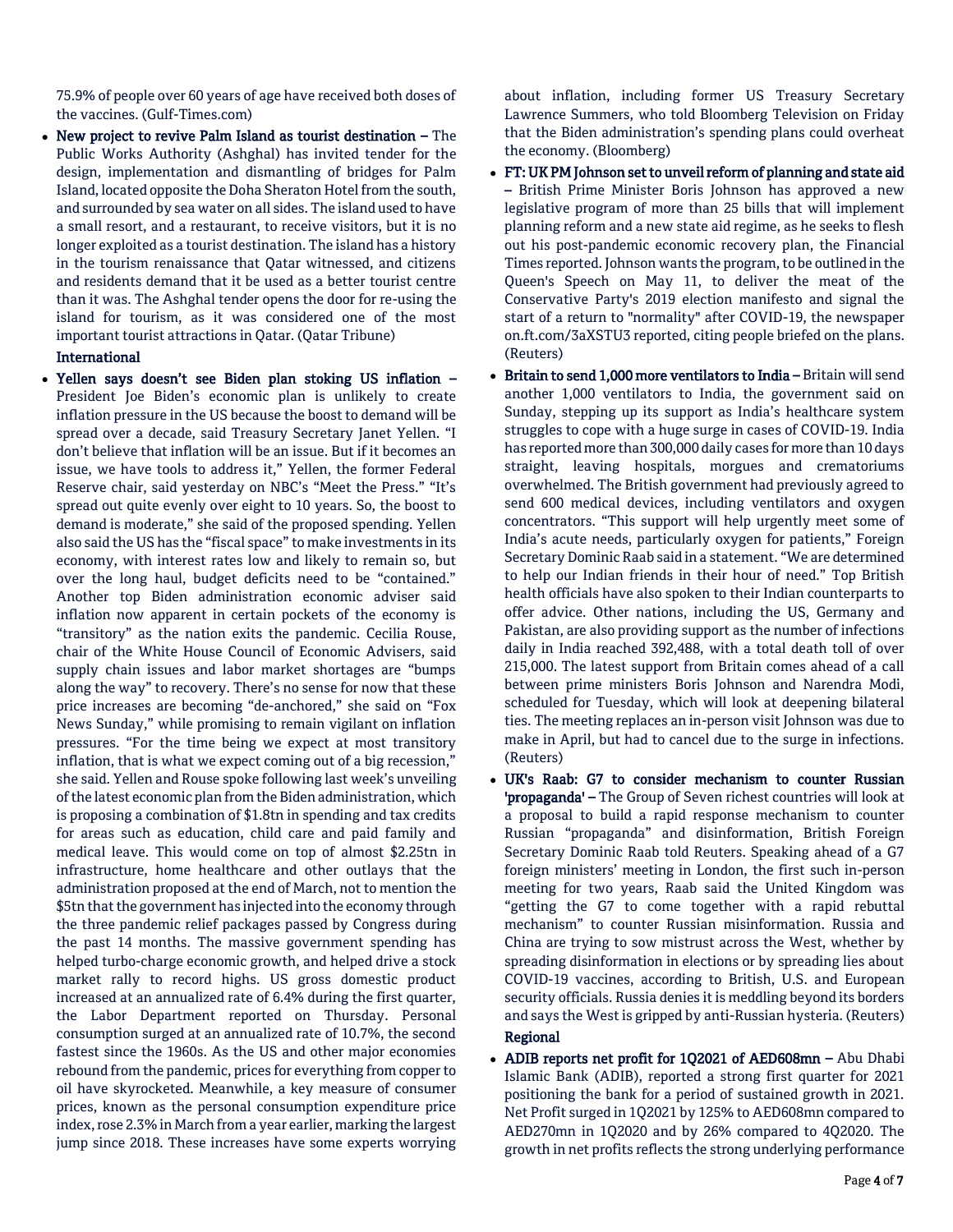75.9% of people over 60 years of age have received both doses of the vaccines. (Gulf-Times.com)

- **New project to revive Palm Island as tourist destination –** The Public Works Authority (Ashghal) has invited tender for the design, implementation and dismantling of bridges for Palm Island, located opposite the Doha Sheraton Hotel from the south, and surrounded by sea water on all sides. The island used to have a small resort, and a restaurant, to receive visitors, but it is no longer exploited as a tourist destination. The island has a history in the tourism renaissance that Qatar witnessed, and citizens and residents demand that it be used as a better tourist centre than it was. The Ashghal tender opens the door for re-using the island for tourism, as it was considered one of the most important tourist attractions in Qatar. (Qatar Tribune)

### International

- **Yellen says doesn't see Biden plan stoking US inflation –** President Joe Biden's economic plan is unlikely to create inflation pressure in the US because the boost to demand will be spread over a decade, said Treasury Secretary Janet Yellen. "I don't believe that inflation will be an issue. But if it becomes an issue, we have tools to address it," Yellen, the former Federal Reserve chair, said yesterday on NBC's "Meet the Press." "It's spread out quite evenly over eight to 10 years. So, the boost to demand is moderate," she said of the proposed spending. Yellen also said the US has the "fiscal space" to make investments in its economy, with interest rates low and likely to remain so, but over the long haul, budget deficits need to be "contained." Another top Biden administration economic adviser said inflation now apparent in certain pockets of the economy is "transitory" as the nation exits the pandemic. Cecilia Rouse, chair of the White House Council of Economic Advisers, said supply chain issues and labor market shortages are "bumps along the way" to recovery. There's no sense for now that these price increases are becoming "de-anchored," she said on "Fox News Sunday," while promising to remain vigilant on inflation pressures. "For the time being we expect at most transitory inflation, that is what we expect coming out of a big recession," she said. Yellen and Rouse spoke following last week's unveiling of the latest economic plan from the Biden administration, which is proposing a combination of $1.8tn in spending and tax credits for areas such as education, child care and paid family and medical leave. This would come on top of almost $2.25tn in infrastructure, home healthcare and other outlays that the administration proposed at the end of March, not to mention the $5tn that the government has injected into the economy through the three pandemic relief packages passed by Congress during the past 14 months. The massive government spending has helped turbo-charge economic growth, and helped drive a stock market rally to record highs. US gross domestic product increased at an annualized rate of 6.4% during the first quarter, the Labor Department reported on Thursday. Personal consumption surged at an annualized rate of 10.7%, the second fastest since the 1960s. As the US and other major economies rebound from the pandemic, prices for everything from copper to oil have skyrocketed. Meanwhile, a key measure of consumer prices, known as the personal consumption expenditure price index, rose 2.3% in March from a year earlier, marking the largest jump since 2018. These increases have some experts worrying about inflation, including former US Treasury Secretary Lawrence Summers, who told Bloomberg Television on Friday that the Biden administration's spending plans could overheat the economy. (Bloomberg)

- **FT: UK PM Johnson set to unveil reform of planning and state aid –** British Prime Minister Boris Johnson has approved a new legislative program of more than 25 bills that will implement planning reform and a new state aid regime, as he seeks to flesh out his post-pandemic economic recovery plan, the Financial Times reported. Johnson wants the program, to be outlined in the Queen's Speech on May 11, to deliver the meat of the Conservative Party's 2019 election manifesto and signal the start of a return to "normality" after COVID-19, the newspaper on.ft.com/3aXSTU3 reported, citing people briefed on the plans. (Reuters)

- **Britain to send 1,000 more ventilators to India –** Britain will send another 1,000 ventilators to India, the government said on Sunday, stepping up its support as India's healthcare system struggles to cope with a huge surge in cases of COVID-19. India has reported more than 300,000 daily cases for more than 10 days straight, leaving hospitals, morgues and crematoriums overwhelmed. The British government had previously agreed to send 600 medical devices, including ventilators and oxygen concentrators. "This support will help urgently meet some of India's acute needs, particularly oxygen for patients," Foreign Secretary Dominic Raab said in a statement. "We are determined to help our Indian friends in their hour of need." Top British health officials have also spoken to their Indian counterparts to offer advice. Other nations, including the US, Germany and Pakistan, are also providing support as the number of infections daily in India reached 392,488, with a total death toll of over 215,000. The latest support from Britain comes ahead of a call between prime ministers Boris Johnson and Narendra Modi, scheduled for Tuesday, which will look at deepening bilateral ties. The meeting replaces an in-person visit Johnson was due to make in April, but had to cancel due to the surge in infections. (Reuters)

- **UK's Raab: G7 to consider mechanism to counter Russian 'propaganda' –** The Group of Seven richest countries will look at a proposal to build a rapid response mechanism to counter Russian "propaganda" and disinformation, British Foreign Secretary Dominic Raab told Reuters. Speaking ahead of a G7 foreign ministers' meeting in London, the first such in-person meeting for two years, Raab said the United Kingdom was "getting the G7 to come together with a rapid rebuttal mechanism" to counter Russian misinformation. Russia and China are trying to sow mistrust across the West, whether by spreading disinformation in elections or by spreading lies about COVID-19 vaccines, according to British, U.S. and European security officials. Russia denies it is meddling beyond its borders and says the West is gripped by anti-Russian hysteria. (Reuters)

### Regional

- **ADIB reports net profit for 1Q2021 of AED608mn –** Abu Dhabi Islamic Bank (ADIB), reported a strong first quarter for 2021 positioning the bank for a period of sustained growth in 2021. Net Profit surged in 1Q2021 by 125% to AED608mn compared to AED270mn in 1Q2020 and by 26% compared to 4Q2020. The growth in net profits reflects the strong underlying performance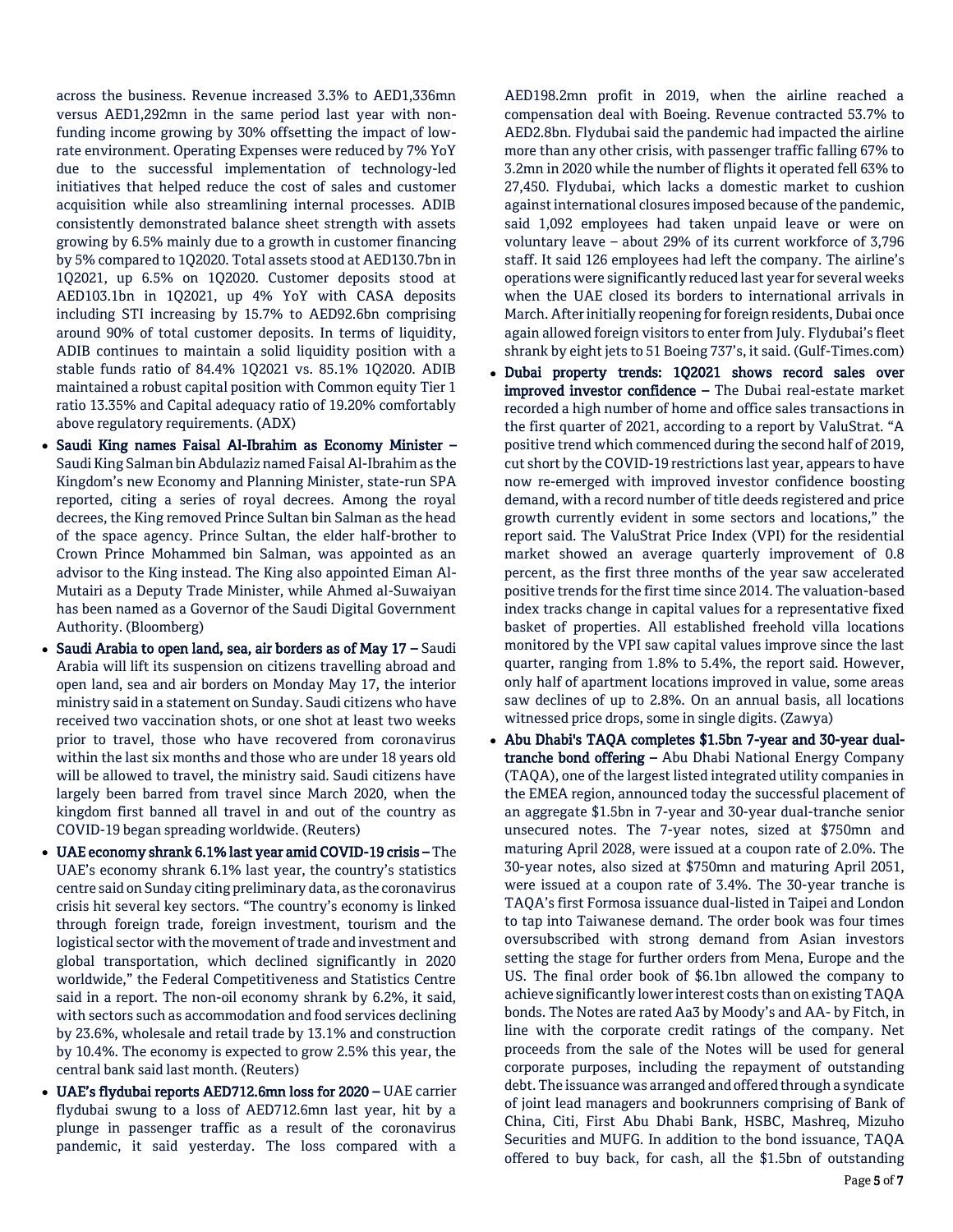across the business. Revenue increased 3.3% to AED1,336mn versus AED1,292mn in the same period last year with non-funding income growing by 30% offsetting the impact of low-rate environment. Operating Expenses were reduced by 7% YoY due to the successful implementation of technology-led initiatives that helped reduce the cost of sales and customer acquisition while also streamlining internal processes. ADIB consistently demonstrated balance sheet strength with assets growing by 6.5% mainly due to a growth in customer financing by 5% compared to 1Q2020. Total assets stood at AED130.7bn in 1Q2021, up 6.5% on 1Q2020. Customer deposits stood at AED103.1bn in 1Q2021, up 4% YoY with CASA deposits including STI increasing by 15.7% to AED92.6bn comprising around 90% of total customer deposits. In terms of liquidity, ADIB continues to maintain a solid liquidity position with a stable funds ratio of 84.4% 1Q2021 vs. 85.1% 1Q2020. ADIB maintained a robust capital position with Common equity Tier 1 ratio 13.35% and Capital adequacy ratio of 19.20% comfortably above regulatory requirements. (ADX)

- **Saudi King names Faisal Al-Ibrahim as Economy Minister –** Saudi King Salman bin Abdulaziz named Faisal Al-Ibrahim as the Kingdom's new Economy and Planning Minister, state-run SPA reported, citing a series of royal decrees. Among the royal decrees, the King removed Prince Sultan bin Salman as the head of the space agency. Prince Sultan, the elder half-brother to Crown Prince Mohammed bin Salman, was appointed as an advisor to the King instead. The King also appointed Eiman Al-Mutairi as a Deputy Trade Minister, while Ahmed al-Suwaiyan has been named as a Governor of the Saudi Digital Government Authority. (Bloomberg)
- **Saudi Arabia to open land, sea, air borders as of May 17 –** Saudi Arabia will lift its suspension on citizens travelling abroad and open land, sea and air borders on Monday May 17, the interior ministry said in a statement on Sunday. Saudi citizens who have received two vaccination shots, or one shot at least two weeks prior to travel, those who have recovered from coronavirus within the last six months and those who are under 18 years old will be allowed to travel, the ministry said. Saudi citizens have largely been barred from travel since March 2020, when the kingdom first banned all travel in and out of the country as COVID-19 began spreading worldwide. (Reuters)
- **UAE economy shrank 6.1% last year amid COVID-19 crisis –** The UAE's economy shrank 6.1% last year, the country's statistics centre said on Sunday citing preliminary data, as the coronavirus crisis hit several key sectors. "The country's economy is linked through foreign trade, foreign investment, tourism and the logistical sector with the movement of trade and investment and global transportation, which declined significantly in 2020 worldwide," the Federal Competitiveness and Statistics Centre said in a report. The non-oil economy shrank by 6.2%, it said, with sectors such as accommodation and food services declining by 23.6%, wholesale and retail trade by 13.1% and construction by 10.4%. The economy is expected to grow 2.5% this year, the central bank said last month. (Reuters)
- **UAE's flydubai reports AED712.6mn loss for 2020 –** UAE carrier flydubai swung to a loss of AED712.6mn last year, hit by a plunge in passenger traffic as a result of the coronavirus pandemic, it said yesterday. The loss compared with a AED198.2mn profit in 2019, when the airline reached a compensation deal with Boeing. Revenue contracted 53.7% to AED2.8bn. Flydubai said the pandemic had impacted the airline more than any other crisis, with passenger traffic falling 67% to 3.2mn in 2020 while the number of flights it operated fell 63% to 27,450. Flydubai, which lacks a domestic market to cushion against international closures imposed because of the pandemic, said 1,092 employees had taken unpaid leave or were on voluntary leave – about 29% of its current workforce of 3,796 staff. It said 126 employees had left the company. The airline's operations were significantly reduced last year for several weeks when the UAE closed its borders to international arrivals in March. After initially reopening for foreign residents, Dubai once again allowed foreign visitors to enter from July. Flydubai's fleet shrank by eight jets to 51 Boeing 737's, it said. (Gulf-Times.com)
- **Dubai property trends: 1Q2021 shows record sales over improved investor confidence –** The Dubai real-estate market recorded a high number of home and office sales transactions in the first quarter of 2021, according to a report by ValuStrat. "A positive trend which commenced during the second half of 2019, cut short by the COVID-19 restrictions last year, appears to have now re-emerged with improved investor confidence boosting demand, with a record number of title deeds registered and price growth currently evident in some sectors and locations," the report said. The ValuStrat Price Index (VPI) for the residential market showed an average quarterly improvement of 0.8 percent, as the first three months of the year saw accelerated positive trends for the first time since 2014. The valuation-based index tracks change in capital values for a representative fixed basket of properties. All established freehold villa locations monitored by the VPI saw capital values improve since the last quarter, ranging from 1.8% to 5.4%, the report said. However, only half of apartment locations improved in value, some areas saw declines of up to 2.8%. On an annual basis, all locations witnessed price drops, some in single digits. (Zawya)
- **Abu Dhabi's TAQA completes $1.5bn 7-year and 30-year dual-tranche bond offering –** Abu Dhabi National Energy Company (TAQA), one of the largest listed integrated utility companies in the EMEA region, announced today the successful placement of an aggregate $1.5bn in 7-year and 30-year dual-tranche senior unsecured notes. The 7-year notes, sized at $750mn and maturing April 2028, were issued at a coupon rate of 2.0%. The 30-year notes, also sized at $750mn and maturing April 2051, were issued at a coupon rate of 3.4%. The 30-year tranche is TAQA's first Formosa issuance dual-listed in Taipei and London to tap into Taiwanese demand. The order book was four times oversubscribed with strong demand from Asian investors setting the stage for further orders from Mena, Europe and the US. The final order book of $6.1bn allowed the company to achieve significantly lower interest costs than on existing TAQA bonds. The Notes are rated Aa3 by Moody's and AA- by Fitch, in line with the corporate credit ratings of the company. Net proceeds from the sale of the Notes will be used for general corporate purposes, including the repayment of outstanding debt. The issuance was arranged and offered through a syndicate of joint lead managers and bookrunners comprising of Bank of China, Citi, First Abu Dhabi Bank, HSBC, Mashreq, Mizuho Securities and MUFG. In addition to the bond issuance, TAQA offered to buy back, for cash, all the $1.5bn of outstanding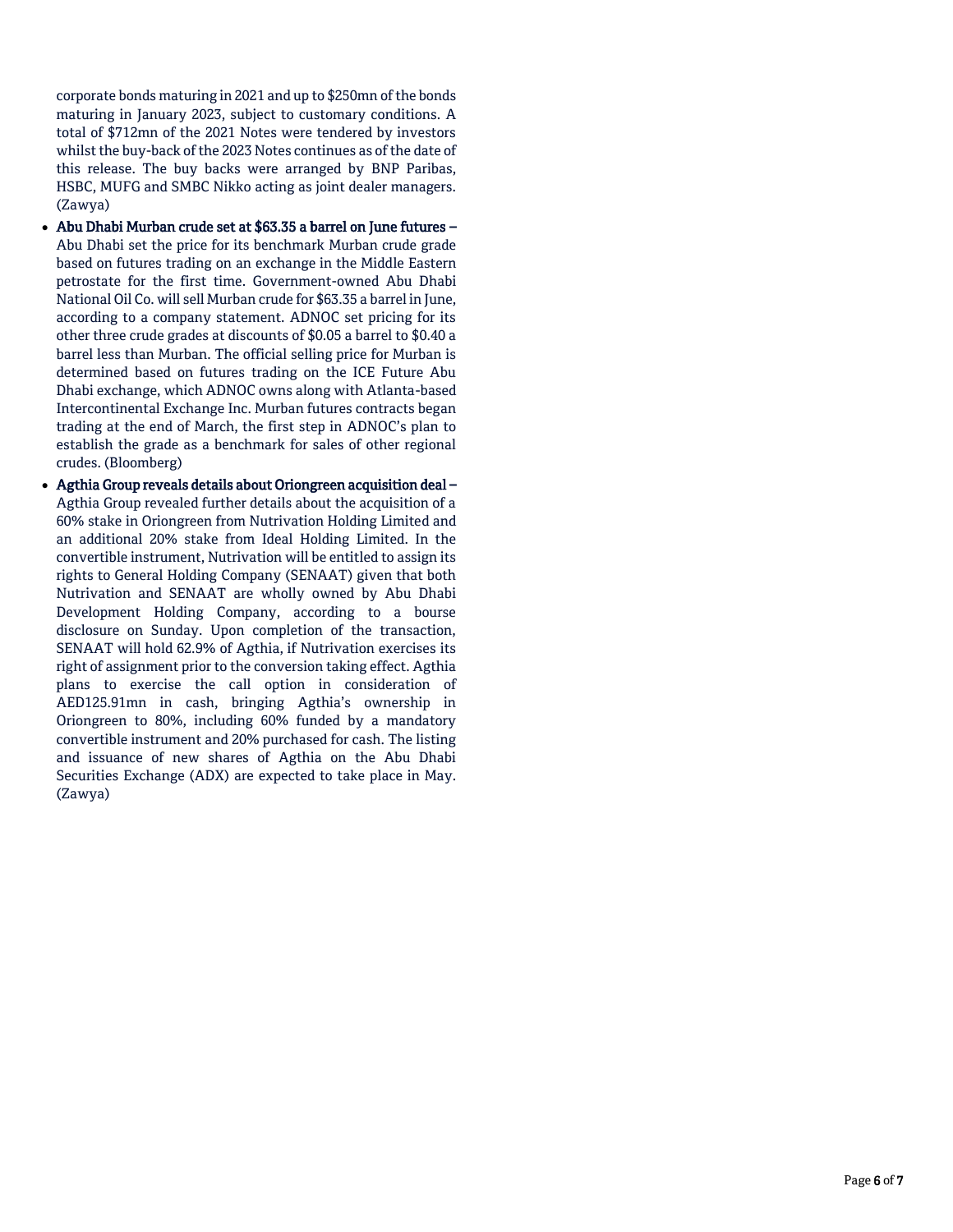corporate bonds maturing in 2021 and up to $250mn of the bonds maturing in January 2023, subject to customary conditions. A total of $712mn of the 2021 Notes were tendered by investors whilst the buy-back of the 2023 Notes continues as of the date of this release. The buy backs were arranged by BNP Paribas, HSBC, MUFG and SMBC Nikko acting as joint dealer managers. (Zawya)

- **Abu Dhabi Murban crude set at $63.35 a barrel on June futures –** Abu Dhabi set the price for its benchmark Murban crude grade based on futures trading on an exchange in the Middle Eastern petrostate for the first time. Government-owned Abu Dhabi National Oil Co. will sell Murban crude for $63.35 a barrel in June, according to a company statement. ADNOC set pricing for its other three crude grades at discounts of $0.05 a barrel to $0.40 a barrel less than Murban. The official selling price for Murban is determined based on futures trading on the ICE Future Abu Dhabi exchange, which ADNOC owns along with Atlanta-based Intercontinental Exchange Inc. Murban futures contracts began trading at the end of March, the first step in ADNOC's plan to establish the grade as a benchmark for sales of other regional crudes. (Bloomberg)
- **Agthia Group reveals details about Oriongreen acquisition deal –** Agthia Group revealed further details about the acquisition of a 60% stake in Oriongreen from Nutrivation Holding Limited and an additional 20% stake from Ideal Holding Limited. In the convertible instrument, Nutrivation will be entitled to assign its rights to General Holding Company (SENAAT) given that both Nutrivation and SENAAT are wholly owned by Abu Dhabi Development Holding Company, according to a bourse disclosure on Sunday. Upon completion of the transaction, SENAAT will hold 62.9% of Agthia, if Nutrivation exercises its right of assignment prior to the conversion taking effect. Agthia plans to exercise the call option in consideration of AED125.91mn in cash, bringing Agthia's ownership in Oriongreen to 80%, including 60% funded by a mandatory convertible instrument and 20% purchased for cash. The listing and issuance of new shares of Agthia on the Abu Dhabi Securities Exchange (ADX) are expected to take place in May. (Zawya)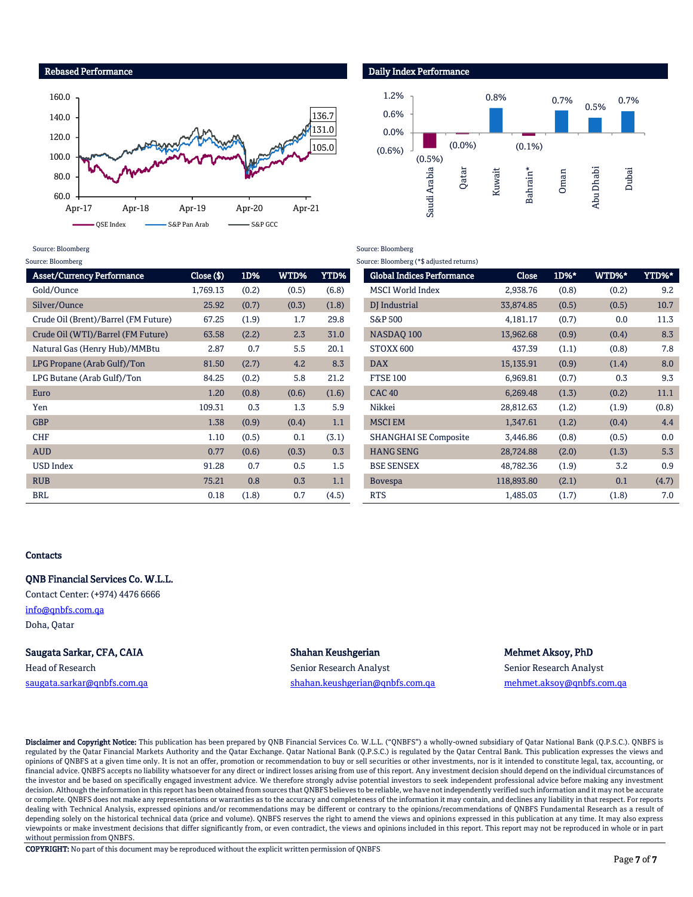### Rebased Performance

160.0
140.0
120.0
100.0
80.0
60.0

Apr-17 Apr-18 Apr-19 Apr-20 Apr-21

136.7
131.0
105.0

QSE Index S&P Pan Arab S&P GCC

Source: Bloomberg

### Daily Index Performance

1.2%
0.6%
0.0%
(0.6%)

(0.5%) (0.0%) 0.8% (0.1%) 0.7% 0.5% 0.7%

Saudi Arabia Qatar Kuwait Bahrain* Oman Abu Dhabi Dubai

Source: Bloomberg

Source: Bloomberg

| Asset/Currency Performance | Close ($) | 1D% | WTD% | YTD% |
|---|---|---|---|---|
| Gold/Ounce | 1,769.13 | (0.2) | (0.5) | (6.8) |
| Silver/Ounce | 25.92 | (0.7) | (0.3) | (1.8) |
| Crude Oil (Brent)/Barrel (FM Future) | 67.25 | (1.9) | 1.7 | 29.8 |
| Crude Oil (WTI)/Barrel (FM Future) | 63.58 | (2.2) | 2.3 | 31.0 |
| Natural Gas (Henry Hub)/MMBtu | 2.87 | 0.7 | 5.5 | 20.1 |
| LPG Propane (Arab Gulf)/Ton | 81.50 | (2.7) | 4.2 | 8.3 |
| LPG Butane (Arab Gulf)/Ton | 84.25 | (0.2) | 5.8 | 21.2 |
| Euro | 1.20 | (0.8) | (0.6) | (1.6) |
| Yen | 109.31 | 0.3 | 1.3 | 5.9 |
| GBP | 1.38 | (0.9) | (0.4) | 1.1 |
| CHF | 1.10 | (0.5) | 0.1 | (3.1) |
| AUD | 0.77 | (0.6) | (0.3) | 0.3 |
| USD Index | 91.28 | 0.7 | 0.5 | 1.5 |
| RUB | 75.21 | 0.8 | 0.3 | 1.1 |
| BRL | 0.18 | (1.8) | 0.7 | (4.5) |

Source: Bloomberg (*$ adjusted returns)

| Global Indices Performance | Close | 1D%* | WTD%* | YTD%* |
|---|---|---|---|---|
| MSCI World Index | 2,938.76 | (0.8) | (0.2) | 9.2 |
| DJ Industrial | 33,874.85 | (0.5) | (0.5) | 10.7 |
| S&P 500 | 4,181.17 | (0.7) | 0.0 | 11.3 |
| NASDAQ 100 | 13,962.68 | (0.9) | (0.4) | 8.3 |
| STOXX 600 | 437.39 | (1.1) | (0.8) | 7.8 |
| DAX | 15,135.91 | (0.9) | (1.4) | 8.0 |
| FTSE 100 | 6,969.81 | (0.7) | 0.3 | 9.3 |
| CAC 40 | 6,269.48 | (1.3) | (0.2) | 11.1 |
| Nikkei | 28,812.63 | (1.2) | (1.9) | (0.8) |
| MSCI EM | 1,347.61 | (1.2) | (0.4) | 4.4 |
| SHANGHAI SE Composite | 3,446.86 | (0.8) | (0.5) | 0.0 |
| HANG SENG | 28,724.88 | (2.0) | (1.3) | 5.3 |
| BSE SENSEX | 48,782.36 | (1.9) | 3.2 | 0.9 |
| Bovespa | 118,893.80 | (2.1) | 0.1 | (4.7) |
| RTS | 1,485.03 | (1.7) | (1.8) | 7.0 |

### Contacts

**QNB Financial Services Co. W.L.L.**
Contact Center: (+974) 4476 6666
info@qnbfs.com.qa
Doha, Qatar

**Saugata Sarkar, CFA, CAIA**
Head of Research
saugata.sarkar@qnbfs.com.qa

**Shahan Keushgerian**
Senior Research Analyst
shahan.keushgerian@qnbfs.com.qa

**Mehmet Aksoy, PhD**
Senior Research Analyst
mehmet.aksoy@qnbfs.com.qa

**Disclaimer and Copyright Notice:** This publication has been prepared by QNB Financial Services Co. W.L.L. ("QNBFS") a wholly-owned subsidiary of Qatar National Bank (Q.P.S.C.). QNBFS is regulated by the Qatar Financial Markets Authority and the Qatar Exchange. Qatar National Bank (Q.P.S.C.) is regulated by the Qatar Central Bank. This publication expresses the views and opinions of QNBFS at a given time only. It is not an offer, promotion or recommendation to buy or sell securities or other investments, nor is it intended to constitute legal, tax, accounting, or financial advice. QNBFS accepts no liability whatsoever for any direct or indirect losses arising from use of this report. Any investment decision should depend on the individual circumstances of the investor and be based on specifically engaged investment advice. We therefore strongly advise potential investors to seek independent professional advice before making any investment decision. Although the information in this report has been obtained from sources that QNBFS believes to be reliable, we have not independently verified such information and it may not be accurate or complete. QNBFS does not make any representations or warranties as to the accuracy and completeness of the information it may contain, and declines any liability in that respect. For reports dealing with Technical Analysis, expressed opinions and/or recommendations may be different or contrary to the opinions/recommendations of QNBFS Fundamental Research as a result of depending solely on the historical technical data (price and volume). QNBFS reserves the right to amend the views and opinions expressed in this publication at any time. It may also express viewpoints or make investment decisions that differ significantly from, or even contradict, the views and opinions included in this report. This report may not be reproduced in whole or in part without permission from QNBFS.

**COPYRIGHT:** No part of this document may be reproduced without the explicit written permission of QNBFS